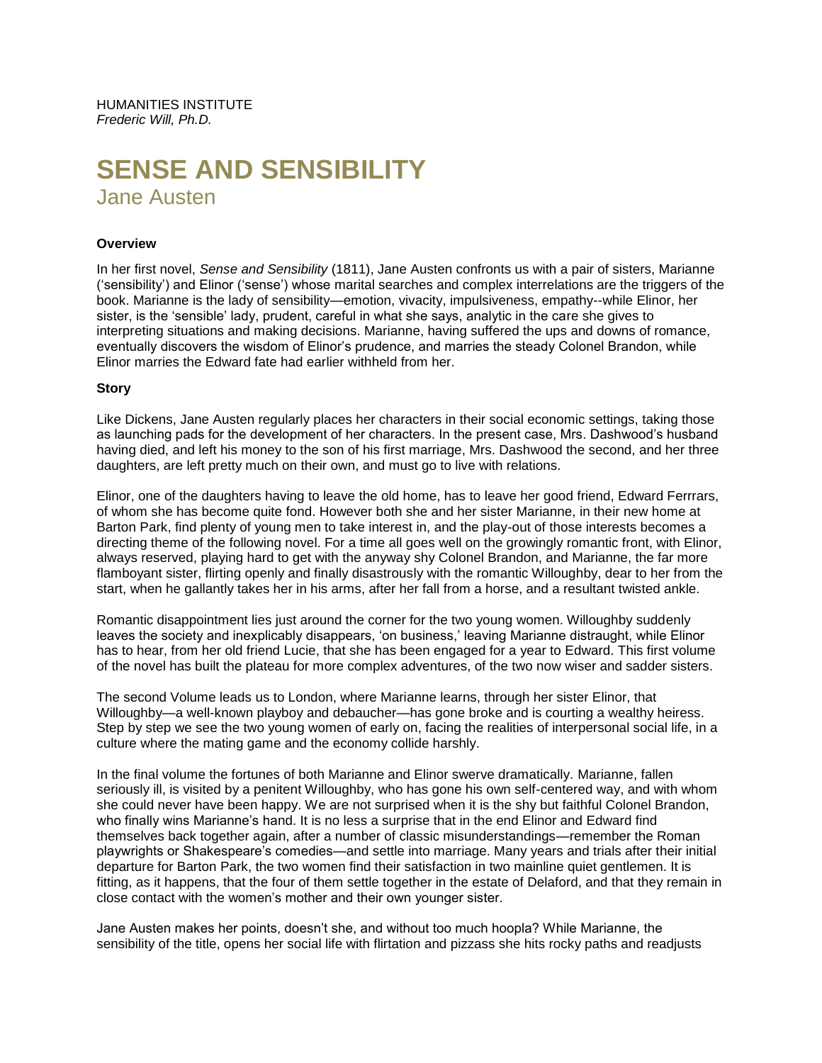HUMANITIES INSTITUTE
*Frederic Will, Ph.D.*

# SENSE AND SENSIBILITY

## Jane Austen

**Overview**

In her first novel, *Sense and Sensibility* (1811), Jane Austen confronts us with a pair of sisters, Marianne ('sensibility') and Elinor ('sense') whose marital searches and complex interrelations are the triggers of the book. Marianne is the lady of sensibility—emotion, vivacity, impulsiveness, empathy--while Elinor, her sister, is the 'sensible' lady, prudent, careful in what she says, analytic in the care she gives to interpreting situations and making decisions. Marianne, having suffered the ups and downs of romance, eventually discovers the wisdom of Elinor's prudence, and marries the steady Colonel Brandon, while Elinor marries the Edward fate had earlier withheld from her.

**Story**

Like Dickens, Jane Austen regularly places her characters in their social economic settings, taking those as launching pads for the development of her characters. In the present case, Mrs. Dashwood's husband having died, and left his money to the son of his first marriage, Mrs. Dashwood the second, and her three daughters, are left pretty much on their own, and must go to live with relations.

Elinor, one of the daughters having to leave the old home, has to leave her good friend, Edward Ferrrars, of whom she has become quite fond. However both she and her sister Marianne, in their new home at Barton Park, find plenty of young men to take interest in, and the play-out of those interests becomes a directing theme of the following novel. For a time all goes well on the growingly romantic front, with Elinor, always reserved, playing hard to get with the anyway shy Colonel Brandon, and Marianne, the far more flamboyant sister, flirting openly and finally disastrously with the romantic Willoughby, dear to her from the start, when he gallantly takes her in his arms, after her fall from a horse, and a resultant twisted ankle.

Romantic disappointment lies just around the corner for the two young women. Willoughby suddenly leaves the society and inexplicably disappears, 'on business,' leaving Marianne distraught, while Elinor has to hear, from her old friend Lucie, that she has been engaged for a year to Edward. This first volume of the novel has built the plateau for more complex adventures, of the two now wiser and sadder sisters.

The second Volume leads us to London, where Marianne learns, through her sister Elinor, that Willoughby—a well-known playboy and debaucher—has gone broke and is courting a wealthy heiress. Step by step we see the two young women of early on, facing the realities of interpersonal social life, in a culture where the mating game and the economy collide harshly.

In the final volume the fortunes of both Marianne and Elinor swerve dramatically. Marianne, fallen seriously ill, is visited by a penitent Willoughby, who has gone his own self-centered way, and with whom she could never have been happy. We are not surprised when it is the shy but faithful Colonel Brandon, who finally wins Marianne's hand. It is no less a surprise that in the end Elinor and Edward find themselves back together again, after a number of classic misunderstandings—remember the Roman playwrights or Shakespeare's comedies—and settle into marriage. Many years and trials after their initial departure for Barton Park, the two women find their satisfaction in two mainline quiet gentlemen. It is fitting, as it happens, that the four of them settle together in the estate of Delaford, and that they remain in close contact with the women's mother and their own younger sister.

Jane Austen makes her points, doesn't she, and without too much hoopla? While Marianne, the sensibility of the title, opens her social life with flirtation and pizzass she hits rocky paths and readjusts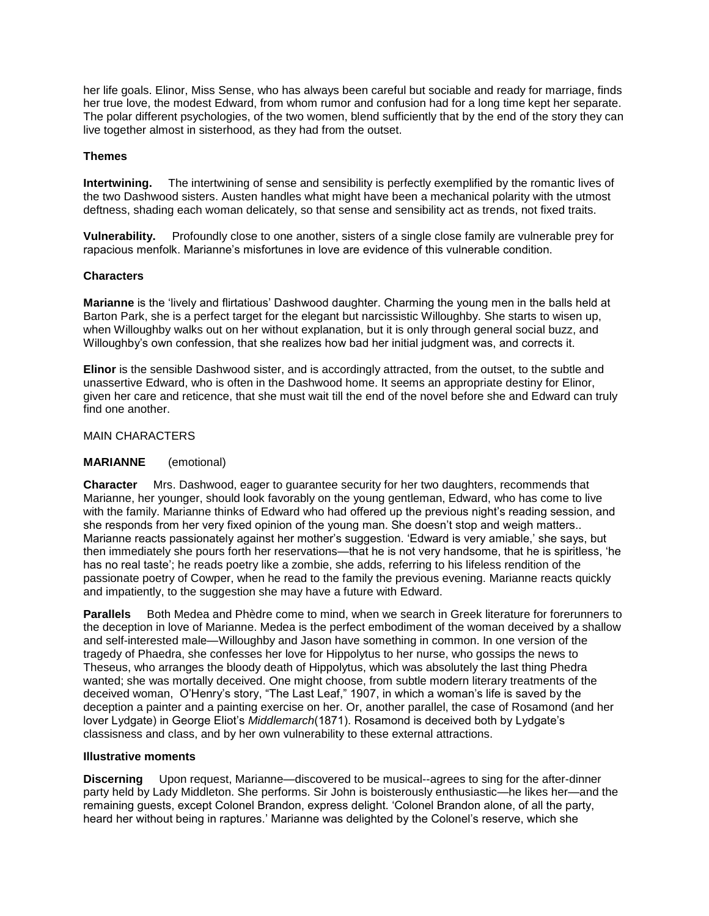her life goals. Elinor, Miss Sense, who has always been careful but sociable and ready for marriage, finds her true love, the modest Edward, from whom rumor and confusion had for a long time kept her separate. The polar different psychologies, of the two women, blend sufficiently that by the end of the story they can live together almost in sisterhood, as they had from the outset.

**Themes**

**Intertwining.** The intertwining of sense and sensibility is perfectly exemplified by the romantic lives of the two Dashwood sisters. Austen handles what might have been a mechanical polarity with the utmost deftness, shading each woman delicately, so that sense and sensibility act as trends, not fixed traits.

**Vulnerability.** Profoundly close to one another, sisters of a single close family are vulnerable prey for rapacious menfolk. Marianne's misfortunes in love are evidence of this vulnerable condition.

**Characters**

**Marianne** is the 'lively and flirtatious' Dashwood daughter. Charming the young men in the balls held at Barton Park, she is a perfect target for the elegant but narcissistic Willoughby. She starts to wisen up, when Willoughby walks out on her without explanation, but it is only through general social buzz, and Willoughby's own confession, that she realizes how bad her initial judgment was, and corrects it.

**Elinor** is the sensible Dashwood sister, and is accordingly attracted, from the outset, to the subtle and unassertive Edward, who is often in the Dashwood home. It seems an appropriate destiny for Elinor, given her care and reticence, that she must wait till the end of the novel before she and Edward can truly find one another.

MAIN CHARACTERS

**MARIANNE** (emotional)

**Character** Mrs. Dashwood, eager to guarantee security for her two daughters, recommends that Marianne, her younger, should look favorably on the young gentleman, Edward, who has come to live with the family. Marianne thinks of Edward who had offered up the previous night's reading session, and she responds from her very fixed opinion of the young man. She doesn't stop and weigh matters.. Marianne reacts passionately against her mother's suggestion. 'Edward is very amiable,' she says, but then immediately she pours forth her reservations—that he is not very handsome, that he is spiritless, 'he has no real taste'; he reads poetry like a zombie, she adds, referring to his lifeless rendition of the passionate poetry of Cowper, when he read to the family the previous evening. Marianne reacts quickly and impatiently, to the suggestion she may have a future with Edward.

**Parallels** Both Medea and Phèdre come to mind, when we search in Greek literature for forerunners to the deception in love of Marianne. Medea is the perfect embodiment of the woman deceived by a shallow and self-interested male—Willoughby and Jason have something in common. In one version of the tragedy of Phaedra, she confesses her love for Hippolytus to her nurse, who gossips the news to Theseus, who arranges the bloody death of Hippolytus, which was absolutely the last thing Phedra wanted; she was mortally deceived. One might choose, from subtle modern literary treatments of the deceived woman, O'Henry's story, "The Last Leaf," 1907, in which a woman's life is saved by the deception a painter and a painting exercise on her. Or, another parallel, the case of Rosamond (and her lover Lydgate) in George Eliot's *Middlemarch*(1871). Rosamond is deceived both by Lydgate's classisness and class, and by her own vulnerability to these external attractions.

**Illustrative moments**

**Discerning** Upon request, Marianne—discovered to be musical--agrees to sing for the after-dinner party held by Lady Middleton. She performs. Sir John is boisterously enthusiastic—he likes her—and the remaining guests, except Colonel Brandon, express delight. 'Colonel Brandon alone, of all the party, heard her without being in raptures.' Marianne was delighted by the Colonel's reserve, which she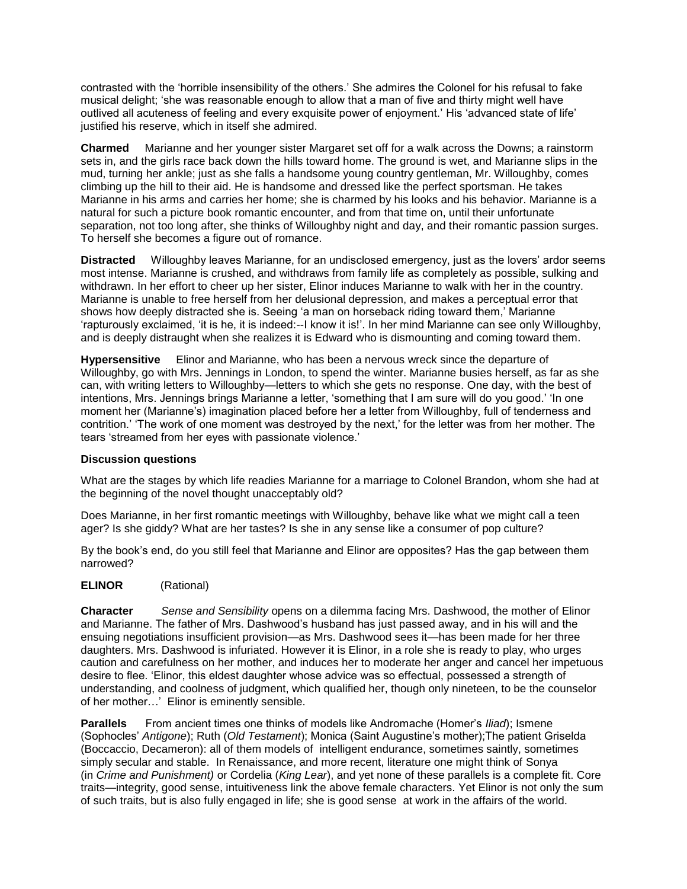contrasted with the 'horrible insensibility of the others.' She admires the Colonel for his refusal to fake musical delight; 'she was reasonable enough to allow that a man of five and thirty might well have outlived all acuteness of feeling and every exquisite power of enjoyment.' His 'advanced state of life' justified his reserve, which in itself she admired.

**Charmed** Marianne and her younger sister Margaret set off for a walk across the Downs; a rainstorm sets in, and the girls race back down the hills toward home. The ground is wet, and Marianne slips in the mud, turning her ankle; just as she falls a handsome young country gentleman, Mr. Willoughby, comes climbing up the hill to their aid. He is handsome and dressed like the perfect sportsman. He takes Marianne in his arms and carries her home; she is charmed by his looks and his behavior. Marianne is a natural for such a picture book romantic encounter, and from that time on, until their unfortunate separation, not too long after, she thinks of Willoughby night and day, and their romantic passion surges. To herself she becomes a figure out of romance.

**Distracted** Willoughby leaves Marianne, for an undisclosed emergency, just as the lovers' ardor seems most intense. Marianne is crushed, and withdraws from family life as completely as possible, sulking and withdrawn. In her effort to cheer up her sister, Elinor induces Marianne to walk with her in the country. Marianne is unable to free herself from her delusional depression, and makes a perceptual error that shows how deeply distracted she is. Seeing 'a man on horseback riding toward them,' Marianne 'rapturously exclaimed, 'it is he, it is indeed:--I know it is!'. In her mind Marianne can see only Willoughby, and is deeply distraught when she realizes it is Edward who is dismounting and coming toward them.

**Hypersensitive** Elinor and Marianne, who has been a nervous wreck since the departure of Willoughby, go with Mrs. Jennings in London, to spend the winter. Marianne busies herself, as far as she can, with writing letters to Willoughby—letters to which she gets no response. One day, with the best of intentions, Mrs. Jennings brings Marianne a letter, 'something that I am sure will do you good.' 'In one moment her (Marianne's) imagination placed before her a letter from Willoughby, full of tenderness and contrition.' 'The work of one moment was destroyed by the next,' for the letter was from her mother. The tears 'streamed from her eyes with passionate violence.'

**Discussion questions**

What are the stages by which life readies Marianne for a marriage to Colonel Brandon, whom she had at the beginning of the novel thought unacceptably old?

Does Marianne, in her first romantic meetings with Willoughby, behave like what we might call a teen ager? Is she giddy? What are her tastes? Is she in any sense like a consumer of pop culture?

By the book's end, do you still feel that Marianne and Elinor are opposites? Has the gap between them narrowed?

**ELINOR** (Rational)

**Character** *Sense and Sensibility* opens on a dilemma facing Mrs. Dashwood, the mother of Elinor and Marianne. The father of Mrs. Dashwood's husband has just passed away, and in his will and the ensuing negotiations insufficient provision—as Mrs. Dashwood sees it—has been made for her three daughters. Mrs. Dashwood is infuriated. However it is Elinor, in a role she is ready to play, who urges caution and carefulness on her mother, and induces her to moderate her anger and cancel her impetuous desire to flee. 'Elinor, this eldest daughter whose advice was so effectual, possessed a strength of understanding, and coolness of judgment, which qualified her, though only nineteen, to be the counselor of her mother…' Elinor is eminently sensible.

**Parallels** From ancient times one thinks of models like Andromache (Homer's *Iliad*); Ismene (Sophocles' *Antigone*); Ruth (*Old Testament*); Monica (Saint Augustine's mother);The patient Griselda (Boccaccio, Decameron): all of them models of intelligent endurance, sometimes saintly, sometimes simply secular and stable. In Renaissance, and more recent, literature one might think of Sonya (in *Crime and Punishment)* or Cordelia (*King Lear*), and yet none of these parallels is a complete fit. Core traits—integrity, good sense, intuitiveness link the above female characters. Yet Elinor is not only the sum of such traits, but is also fully engaged in life; she is good sense at work in the affairs of the world.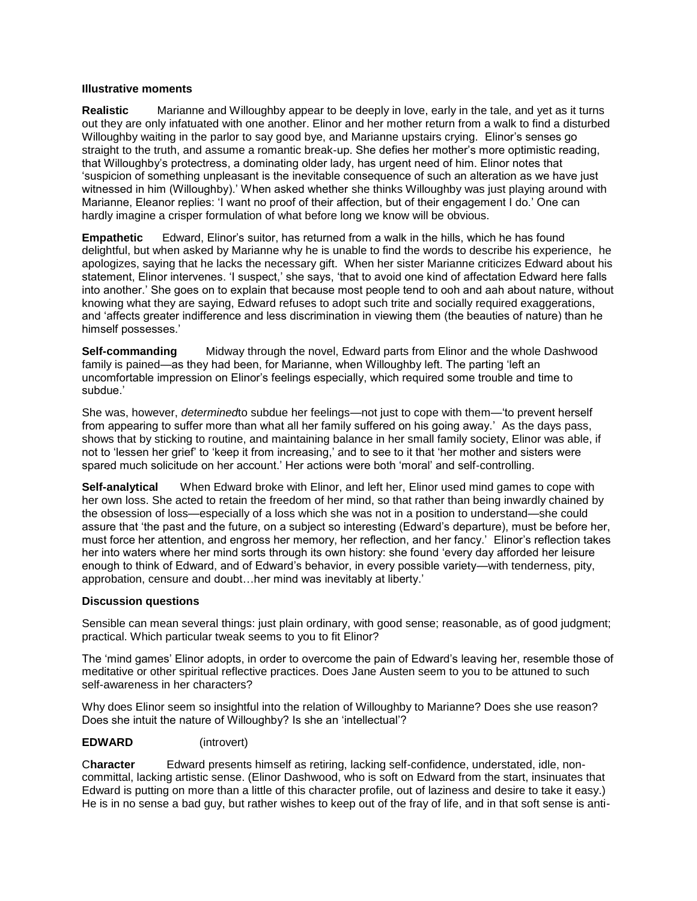**Illustrative moments**

**Realistic** Marianne and Willoughby appear to be deeply in love, early in the tale, and yet as it turns out they are only infatuated with one another. Elinor and her mother return from a walk to find a disturbed Willoughby waiting in the parlor to say good bye, and Marianne upstairs crying. Elinor's senses go straight to the truth, and assume a romantic break-up. She defies her mother's more optimistic reading, that Willoughby's protectress, a dominating older lady, has urgent need of him. Elinor notes that 'suspicion of something unpleasant is the inevitable consequence of such an alteration as we have just witnessed in him (Willoughby).' When asked whether she thinks Willoughby was just playing around with Marianne, Eleanor replies: 'I want no proof of their affection, but of their engagement I do.' One can hardly imagine a crisper formulation of what before long we know will be obvious.

**Empathetic** Edward, Elinor's suitor, has returned from a walk in the hills, which he has found delightful, but when asked by Marianne why he is unable to find the words to describe his experience, he apologizes, saying that he lacks the necessary gift. When her sister Marianne criticizes Edward about his statement, Elinor intervenes. 'I suspect,' she says, 'that to avoid one kind of affectation Edward here falls into another.' She goes on to explain that because most people tend to ooh and aah about nature, without knowing what they are saying, Edward refuses to adopt such trite and socially required exaggerations, and 'affects greater indifference and less discrimination in viewing them (the beauties of nature) than he himself possesses.'

**Self-commanding** Midway through the novel, Edward parts from Elinor and the whole Dashwood family is pained—as they had been, for Marianne, when Willoughby left. The parting 'left an uncomfortable impression on Elinor's feelings especially, which required some trouble and time to subdue.'

She was, however, *determined*to subdue her feelings—not just to cope with them—'to prevent herself from appearing to suffer more than what all her family suffered on his going away.' As the days pass, shows that by sticking to routine, and maintaining balance in her small family society, Elinor was able, if not to 'lessen her grief' to 'keep it from increasing,' and to see to it that 'her mother and sisters were spared much solicitude on her account.' Her actions were both 'moral' and self-controlling.

**Self-analytical** When Edward broke with Elinor, and left her, Elinor used mind games to cope with her own loss. She acted to retain the freedom of her mind, so that rather than being inwardly chained by the obsession of loss—especially of a loss which she was not in a position to understand—she could assure that 'the past and the future, on a subject so interesting (Edward's departure), must be before her, must force her attention, and engross her memory, her reflection, and her fancy.' Elinor's reflection takes her into waters where her mind sorts through its own history: she found 'every day afforded her leisure enough to think of Edward, and of Edward's behavior, in every possible variety—with tenderness, pity, approbation, censure and doubt…her mind was inevitably at liberty.'

**Discussion questions**

Sensible can mean several things: just plain ordinary, with good sense; reasonable, as of good judgment; practical. Which particular tweak seems to you to fit Elinor?

The 'mind games' Elinor adopts, in order to overcome the pain of Edward's leaving her, resemble those of meditative or other spiritual reflective practices. Does Jane Austen seem to you to be attuned to such self-awareness in her characters?

Why does Elinor seem so insightful into the relation of Willoughby to Marianne? Does she use reason? Does she intuit the nature of Willoughby? Is she an 'intellectual'?

**EDWARD** (introvert)

C**haracter** Edward presents himself as retiring, lacking self-confidence, understated, idle, non-committal, lacking artistic sense. (Elinor Dashwood, who is soft on Edward from the start, insinuates that Edward is putting on more than a little of this character profile, out of laziness and desire to take it easy.) He is in no sense a bad guy, but rather wishes to keep out of the fray of life, and in that soft sense is anti-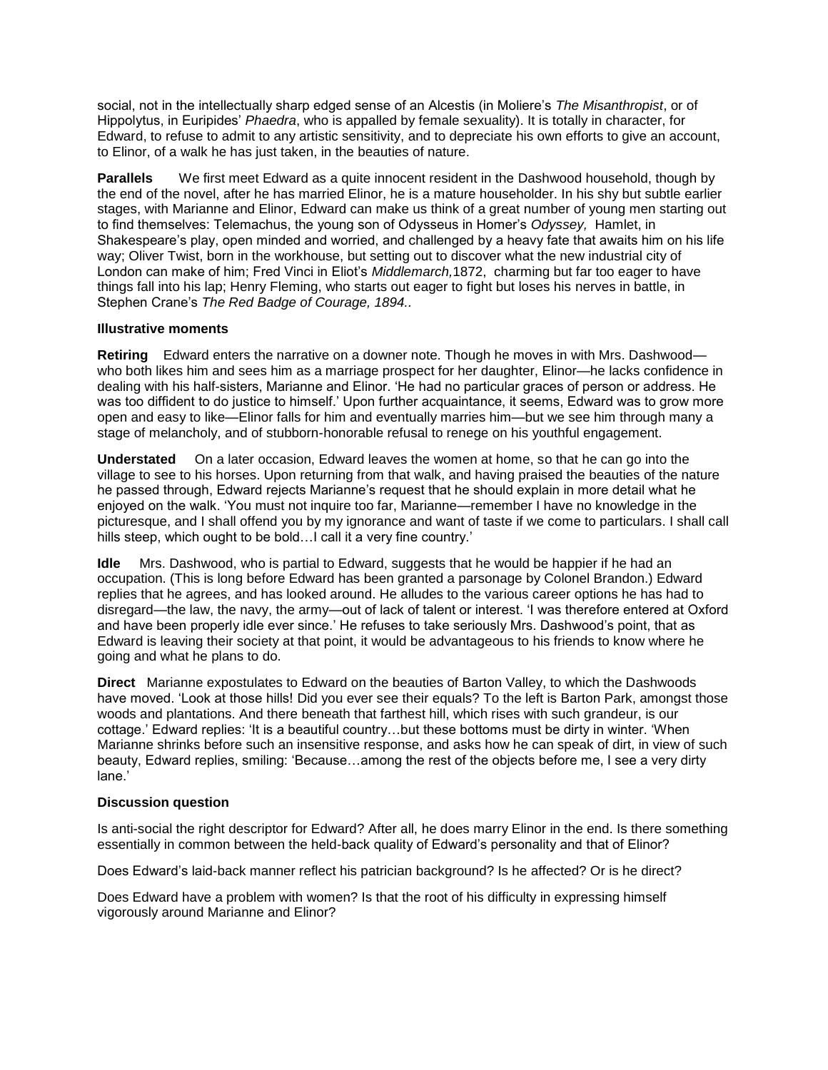social, not in the intellectually sharp edged sense of an Alcestis (in Moliere's *The Misanthropist*, or of Hippolytus, in Euripides' *Phaedra*, who is appalled by female sexuality). It is totally in character, for Edward, to refuse to admit to any artistic sensitivity, and to depreciate his own efforts to give an account, to Elinor, of a walk he has just taken, in the beauties of nature.

**Parallels** We first meet Edward as a quite innocent resident in the Dashwood household, though by the end of the novel, after he has married Elinor, he is a mature householder. In his shy but subtle earlier stages, with Marianne and Elinor, Edward can make us think of a great number of young men starting out to find themselves: Telemachus, the young son of Odysseus in Homer's *Odyssey,* Hamlet, in Shakespeare's play, open minded and worried, and challenged by a heavy fate that awaits him on his life way; Oliver Twist, born in the workhouse, but setting out to discover what the new industrial city of London can make of him; Fred Vinci in Eliot's *Middlemarch,*1872, charming but far too eager to have things fall into his lap; Henry Fleming, who starts out eager to fight but loses his nerves in battle, in Stephen Crane's *The Red Badge of Courage, 1894..*

**Illustrative moments**

**Retiring** Edward enters the narrative on a downer note. Though he moves in with Mrs. Dashwood—who both likes him and sees him as a marriage prospect for her daughter, Elinor—he lacks confidence in dealing with his half-sisters, Marianne and Elinor. 'He had no particular graces of person or address. He was too diffident to do justice to himself.' Upon further acquaintance, it seems, Edward was to grow more open and easy to like—Elinor falls for him and eventually marries him—but we see him through many a stage of melancholy, and of stubborn-honorable refusal to renege on his youthful engagement.

**Understated** On a later occasion, Edward leaves the women at home, so that he can go into the village to see to his horses. Upon returning from that walk, and having praised the beauties of the nature he passed through, Edward rejects Marianne's request that he should explain in more detail what he enjoyed on the walk. 'You must not inquire too far, Marianne—remember I have no knowledge in the picturesque, and I shall offend you by my ignorance and want of taste if we come to particulars. I shall call hills steep, which ought to be bold…I call it a very fine country.'

**Idle** Mrs. Dashwood, who is partial to Edward, suggests that he would be happier if he had an occupation. (This is long before Edward has been granted a parsonage by Colonel Brandon.) Edward replies that he agrees, and has looked around. He alludes to the various career options he has had to disregard—the law, the navy, the army—out of lack of talent or interest. 'I was therefore entered at Oxford and have been properly idle ever since.' He refuses to take seriously Mrs. Dashwood's point, that as Edward is leaving their society at that point, it would be advantageous to his friends to know where he going and what he plans to do.

**Direct** Marianne expostulates to Edward on the beauties of Barton Valley, to which the Dashwoods have moved. 'Look at those hills! Did you ever see their equals? To the left is Barton Park, amongst those woods and plantations. And there beneath that farthest hill, which rises with such grandeur, is our cottage.' Edward replies: 'It is a beautiful country…but these bottoms must be dirty in winter. 'When Marianne shrinks before such an insensitive response, and asks how he can speak of dirt, in view of such beauty, Edward replies, smiling: 'Because…among the rest of the objects before me, I see a very dirty lane.'

**Discussion question**

Is anti-social the right descriptor for Edward? After all, he does marry Elinor in the end. Is there something essentially in common between the held-back quality of Edward's personality and that of Elinor?

Does Edward's laid-back manner reflect his patrician background? Is he affected? Or is he direct?

Does Edward have a problem with women? Is that the root of his difficulty in expressing himself vigorously around Marianne and Elinor?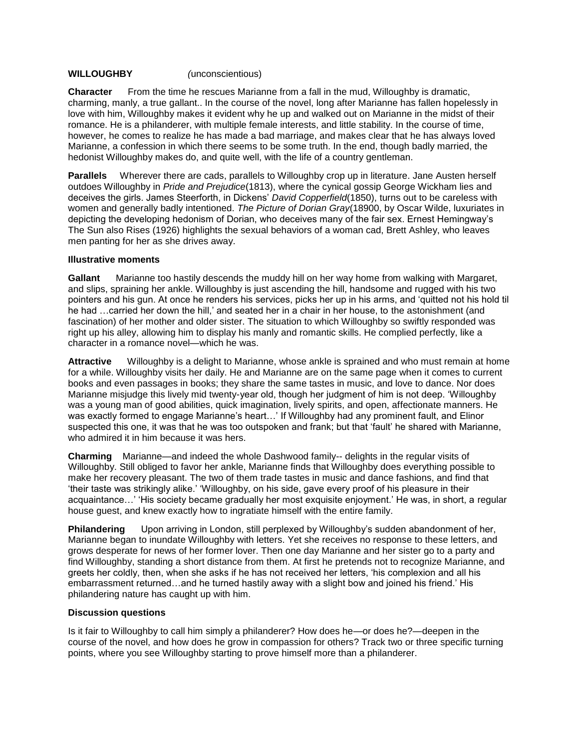**WILLOUGHBY** *(unconscientious)*

**Character** From the time he rescues Marianne from a fall in the mud, Willoughby is dramatic, charming, manly, a true gallant.. In the course of the novel, long after Marianne has fallen hopelessly in love with him, Willoughby makes it evident why he up and walked out on Marianne in the midst of their romance. He is a philanderer, with multiple female interests, and little stability. In the course of time, however, he comes to realize he has made a bad marriage, and makes clear that he has always loved Marianne, a confession in which there seems to be some truth. In the end, though badly married, the hedonist Willoughby makes do, and quite well, with the life of a country gentleman.

**Parallels** Wherever there are cads, parallels to Willoughby crop up in literature. Jane Austen herself outdoes Willoughby in *Pride and Prejudice*(1813), where the cynical gossip George Wickham lies and deceives the girls. James Steerforth, in Dickens' *David Copperfield*(1850), turns out to be careless with women and generally badly intentioned. *The Picture of Dorian Gray*(18900, by Oscar Wilde, luxuriates in depicting the developing hedonism of Dorian, who deceives many of the fair sex. Ernest Hemingway's The Sun also Rises (1926) highlights the sexual behaviors of a woman cad, Brett Ashley, who leaves men panting for her as she drives away.

**Illustrative moments**

**Gallant** Marianne too hastily descends the muddy hill on her way home from walking with Margaret, and slips, spraining her ankle. Willoughby is just ascending the hill, handsome and rugged with his two pointers and his gun. At once he renders his services, picks her up in his arms, and 'quitted not his hold til he had …carried her down the hill,' and seated her in a chair in her house, to the astonishment (and fascination) of her mother and older sister. The situation to which Willoughby so swiftly responded was right up his alley, allowing him to display his manly and romantic skills. He complied perfectly, like a character in a romance novel—which he was.

**Attractive** Willoughby is a delight to Marianne, whose ankle is sprained and who must remain at home for a while. Willoughby visits her daily. He and Marianne are on the same page when it comes to current books and even passages in books; they share the same tastes in music, and love to dance. Nor does Marianne misjudge this lively mid twenty-year old, though her judgment of him is not deep. 'Willoughby was a young man of good abilities, quick imagination, lively spirits, and open, affectionate manners. He was exactly formed to engage Marianne's heart…' If Willoughby had any prominent fault, and Elinor suspected this one, it was that he was too outspoken and frank; but that 'fault' he shared with Marianne, who admired it in him because it was hers.

**Charming** Marianne—and indeed the whole Dashwood family-- delights in the regular visits of Willoughby. Still obliged to favor her ankle, Marianne finds that Willoughby does everything possible to make her recovery pleasant. The two of them trade tastes in music and dance fashions, and find that 'their taste was strikingly alike.' 'Willoughby, on his side, gave every proof of his pleasure in their acquaintance…' 'His society became gradually her most exquisite enjoyment.' He was, in short, a regular house guest, and knew exactly how to ingratiate himself with the entire family.

**Philandering** Upon arriving in London, still perplexed by Willoughby's sudden abandonment of her, Marianne began to inundate Willoughby with letters. Yet she receives no response to these letters, and grows desperate for news of her former lover. Then one day Marianne and her sister go to a party and find Willoughby, standing a short distance from them. At first he pretends not to recognize Marianne, and greets her coldly, then, when she asks if he has not received her letters, 'his complexion and all his embarrassment returned…and he turned hastily away with a slight bow and joined his friend.' His philandering nature has caught up with him.

**Discussion questions**

Is it fair to Willoughby to call him simply a philanderer? How does he—or does he?—deepen in the course of the novel, and how does he grow in compassion for others? Track two or three specific turning points, where you see Willoughby starting to prove himself more than a philanderer.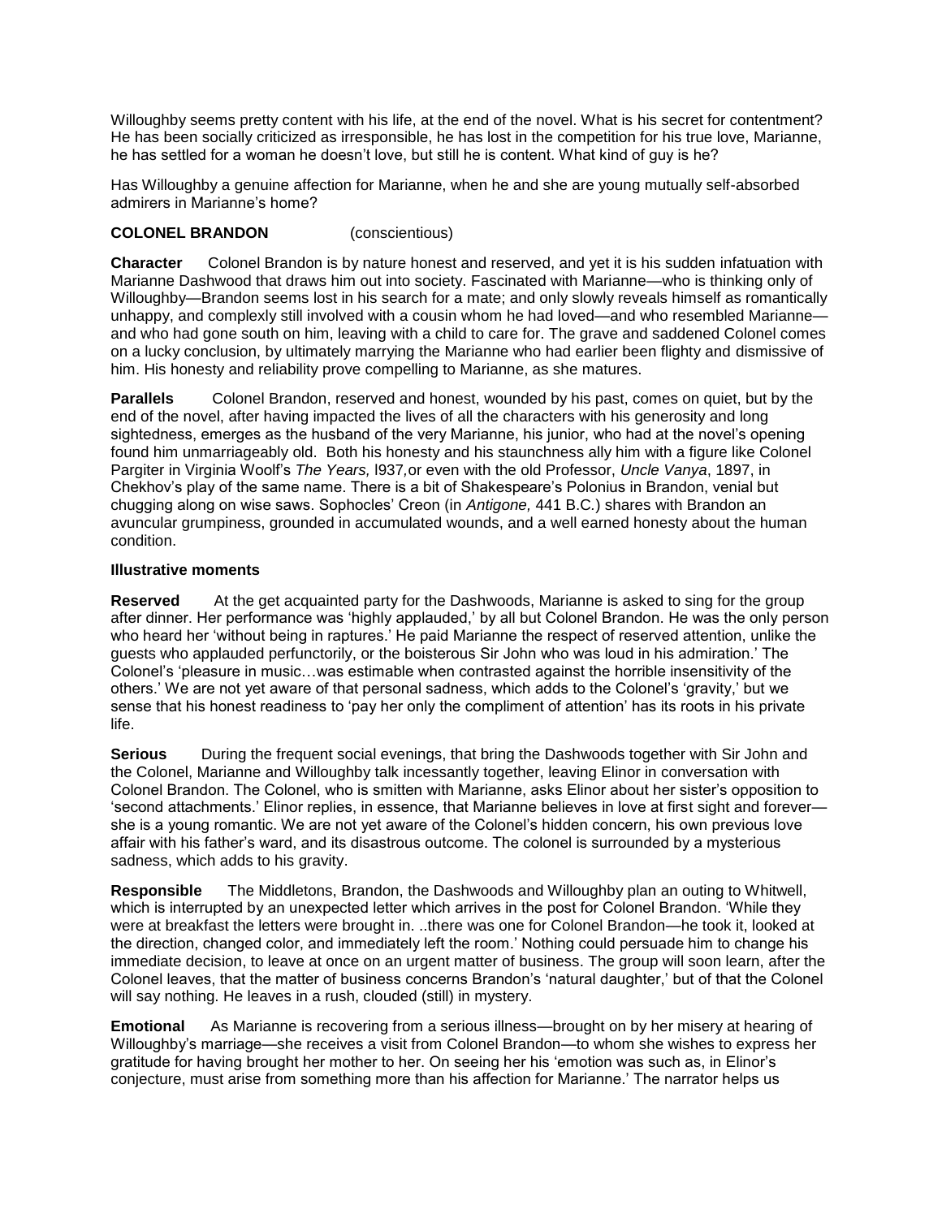Willoughby seems pretty content with his life, at the end of the novel. What is his secret for contentment? He has been socially criticized as irresponsible, he has lost in the competition for his true love, Marianne, he has settled for a woman he doesn't love, but still he is content. What kind of guy is he?

Has Willoughby a genuine affection for Marianne, when he and she are young mutually self-absorbed admirers in Marianne's home?

**COLONEL BRANDON** (conscientious)

**Character** Colonel Brandon is by nature honest and reserved, and yet it is his sudden infatuation with Marianne Dashwood that draws him out into society. Fascinated with Marianne—who is thinking only of Willoughby—Brandon seems lost in his search for a mate; and only slowly reveals himself as romantically unhappy, and complexly still involved with a cousin whom he had loved—and who resembled Marianne—and who had gone south on him, leaving with a child to care for. The grave and saddened Colonel comes on a lucky conclusion, by ultimately marrying the Marianne who had earlier been flighty and dismissive of him. His honesty and reliability prove compelling to Marianne, as she matures.

**Parallels** Colonel Brandon, reserved and honest, wounded by his past, comes on quiet, but by the end of the novel, after having impacted the lives of all the characters with his generosity and long sightedness, emerges as the husband of the very Marianne, his junior, who had at the novel's opening found him unmarriageably old. Both his honesty and his staunchness ally him with a figure like Colonel Pargiter in Virginia Woolf's *The Years,* l937,or even with the old Professor, *Uncle Vanya*, 1897, in Chekhov's play of the same name. There is a bit of Shakespeare's Polonius in Brandon, venial but chugging along on wise saws. Sophocles' Creon (in *Antigone,* 441 B.C.) shares with Brandon an avuncular grumpiness, grounded in accumulated wounds, and a well earned honesty about the human condition.

**Illustrative moments**

**Reserved** At the get acquainted party for the Dashwoods, Marianne is asked to sing for the group after dinner. Her performance was 'highly applauded,' by all but Colonel Brandon. He was the only person who heard her 'without being in raptures.' He paid Marianne the respect of reserved attention, unlike the guests who applauded perfunctorily, or the boisterous Sir John who was loud in his admiration.' The Colonel's 'pleasure in music…was estimable when contrasted against the horrible insensitivity of the others.' We are not yet aware of that personal sadness, which adds to the Colonel's 'gravity,' but we sense that his honest readiness to 'pay her only the compliment of attention' has its roots in his private life.

**Serious** During the frequent social evenings, that bring the Dashwoods together with Sir John and the Colonel, Marianne and Willoughby talk incessantly together, leaving Elinor in conversation with Colonel Brandon. The Colonel, who is smitten with Marianne, asks Elinor about her sister's opposition to 'second attachments.' Elinor replies, in essence, that Marianne believes in love at first sight and forever—she is a young romantic. We are not yet aware of the Colonel's hidden concern, his own previous love affair with his father's ward, and its disastrous outcome. The colonel is surrounded by a mysterious sadness, which adds to his gravity.

**Responsible** The Middletons, Brandon, the Dashwoods and Willoughby plan an outing to Whitwell, which is interrupted by an unexpected letter which arrives in the post for Colonel Brandon. 'While they were at breakfast the letters were brought in. ..there was one for Colonel Brandon—he took it, looked at the direction, changed color, and immediately left the room.' Nothing could persuade him to change his immediate decision, to leave at once on an urgent matter of business. The group will soon learn, after the Colonel leaves, that the matter of business concerns Brandon's 'natural daughter,' but of that the Colonel will say nothing. He leaves in a rush, clouded (still) in mystery.

**Emotional** As Marianne is recovering from a serious illness—brought on by her misery at hearing of Willoughby's marriage—she receives a visit from Colonel Brandon—to whom she wishes to express her gratitude for having brought her mother to her. On seeing her his 'emotion was such as, in Elinor's conjecture, must arise from something more than his affection for Marianne.' The narrator helps us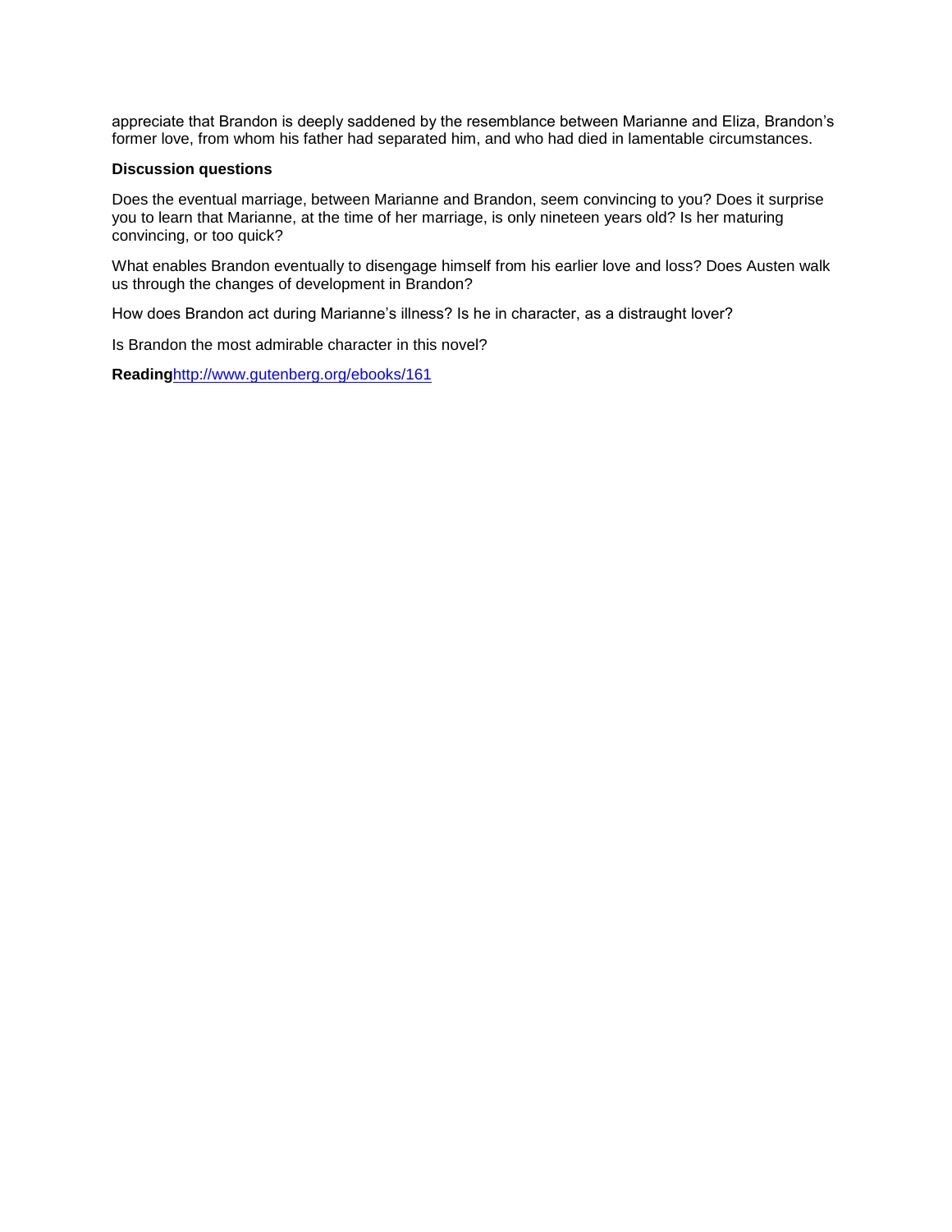appreciate that Brandon is deeply saddened by the resemblance between Marianne and Eliza, Brandon's former love, from whom his father had separated him, and who had died in lamentable circumstances.

**Discussion questions**

Does the eventual marriage, between Marianne and Brandon, seem convincing to you? Does it surprise you to learn that Marianne, at the time of her marriage, is only nineteen years old? Is her maturing convincing, or too quick?

What enables Brandon eventually to disengage himself from his earlier love and loss? Does Austen walk us through the changes of development in Brandon?

How does Brandon act during Marianne's illness? Is he in character, as a distraught lover?

Is Brandon the most admirable character in this novel?

**Reading**http://www.gutenberg.org/ebooks/161